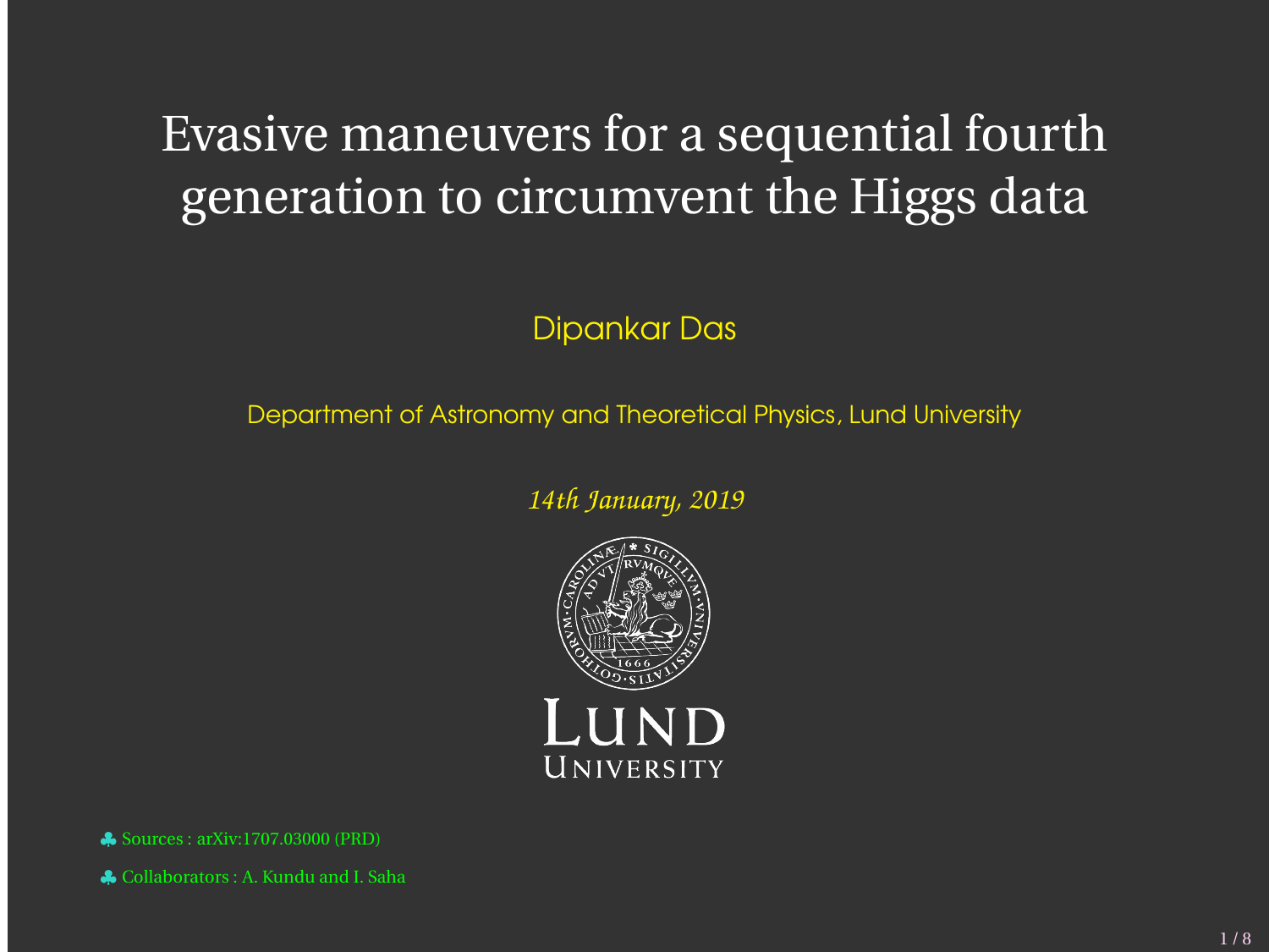# Evasive maneuvers for a sequential fourth generation to circumvent the Higgs data

Dipankar Das

Department of Astronomy and Theoretical Physics, Lund University

*14th January, 2019*

LUND UNIVERSITY

♣ Sources : arXiv:1707.03000 (PRD)

♣ Collaborators : A. Kundu and I. Saha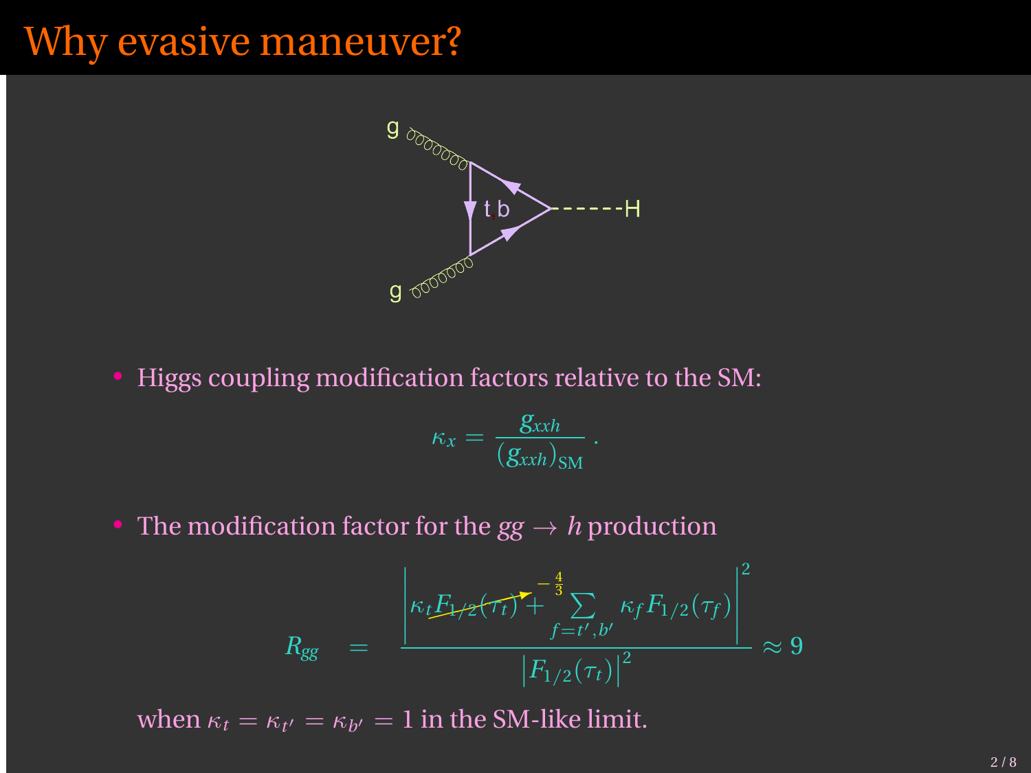# Why evasive maneuver?

- Higgs coupling modification factors relative to the SM:

$$\kappa_x = \frac{g_{xxh}}{(g_{xxh})_{\rm SM}}\,.$$

- The modification factor for the $gg \to h$ production

$$R_{gg} \;=\; \frac{\left|\kappa_t F_{1/2}(\tau_t) + \sum_{f=t',b'} \kappa_f F_{1/2}(\tau_f)\right|^2}{\left|F_{1/2}(\tau_t)\right|^2} \approx 9$$

$-\frac{4}{3}$

when $\kappa_t = \kappa_{t'} = \kappa_{b'} = 1$ in the SM-like limit.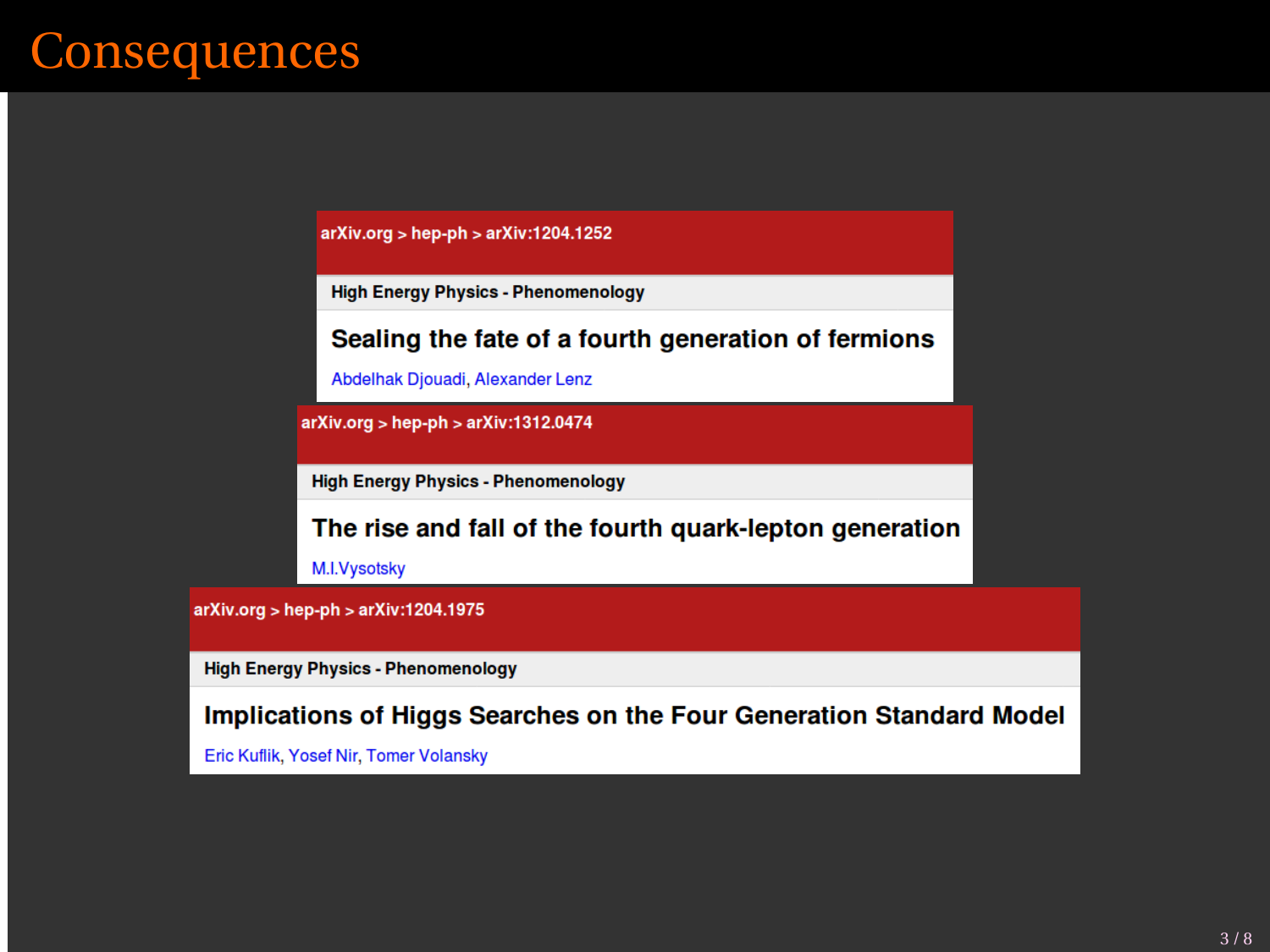# Consequences

arXiv.org > hep-ph > arXiv:1204.1252

High Energy Physics - Phenomenology

**Sealing the fate of a fourth generation of fermions**

Abdelhak Djouadi, Alexander Lenz

arXiv.org > hep-ph > arXiv:1312.0474

High Energy Physics - Phenomenology

**The rise and fall of the fourth quark-lepton generation**

M.I.Vysotsky

arXiv.org > hep-ph > arXiv:1204.1975

High Energy Physics - Phenomenology

**Implications of Higgs Searches on the Four Generation Standard Model**

Eric Kuflik, Yosef Nir, Tomer Volansky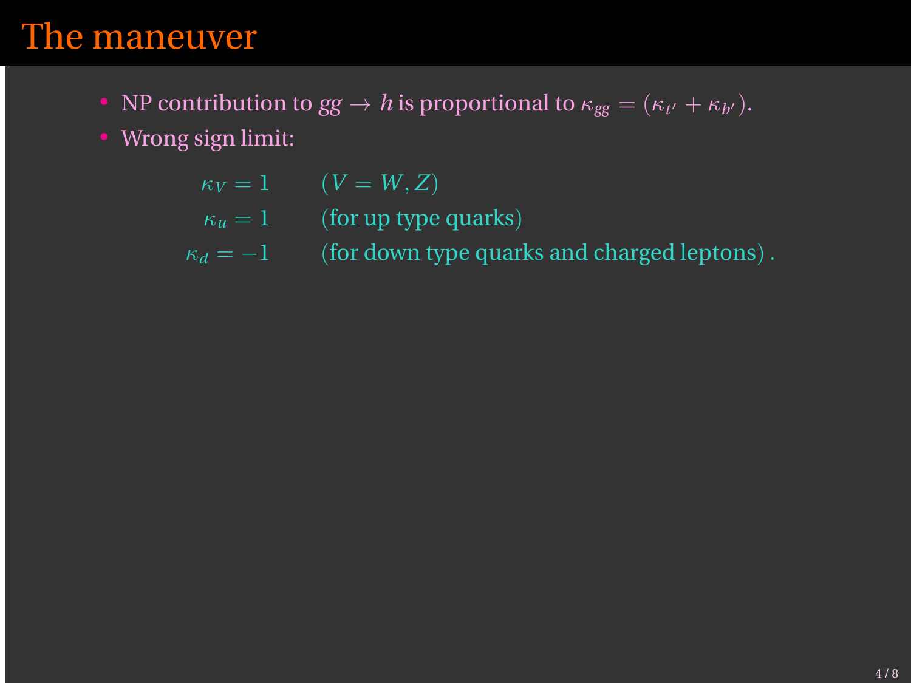# The maneuver

- NP contribution to $gg \to h$ is proportional to $\kappa_{gg} = (\kappa_{t'} + \kappa_{b'})$.
- Wrong sign limit:

$$
\begin{aligned}
\kappa_V &= 1 \qquad && (V = W, Z) \\
\kappa_u &= 1 \qquad && \text{(for up type quarks)} \\
\kappa_d &= -1 \qquad && \text{(for down type quarks and charged leptons)}\,.
\end{aligned}
$$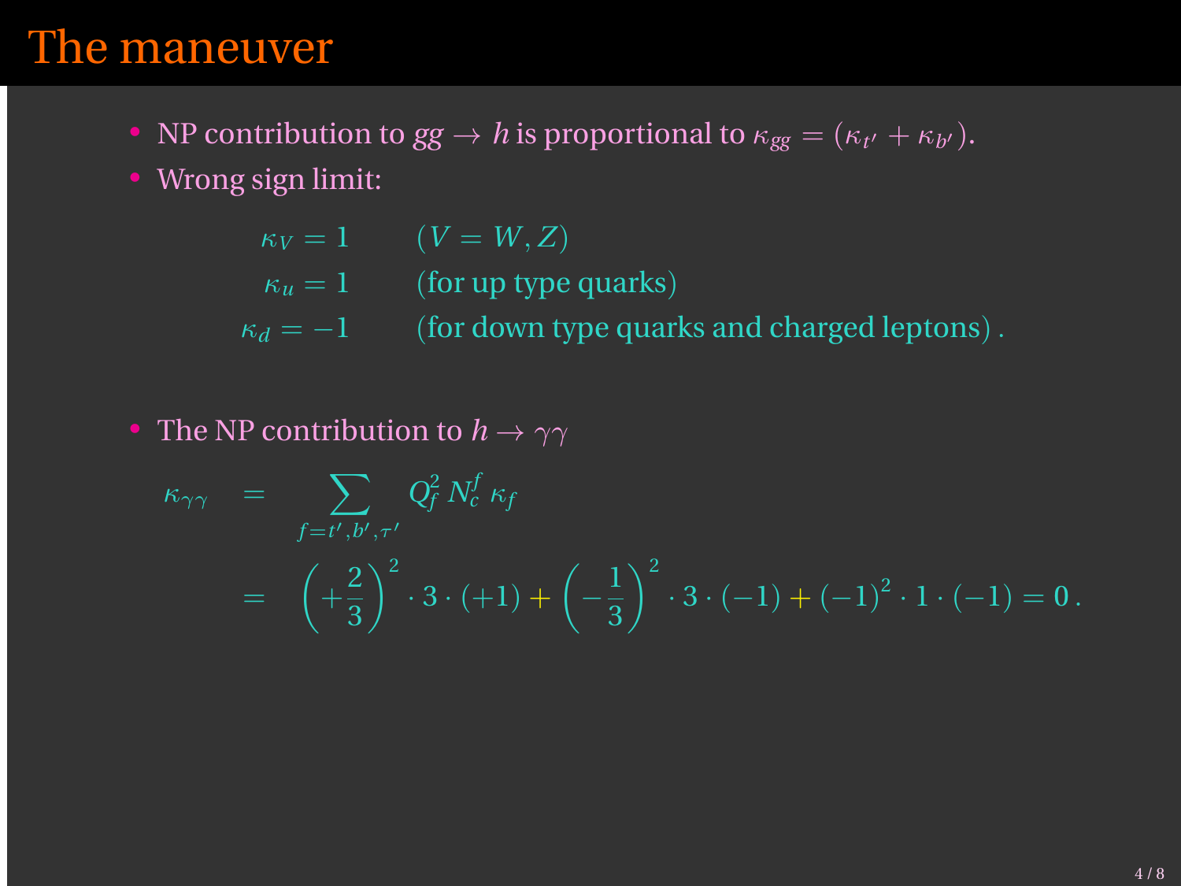# The maneuver

- NP contribution to $gg \to h$ is proportional to $\kappa_{gg} = (\kappa_{t'} + \kappa_{b'})$.
- Wrong sign limit:

$$
\begin{aligned}
\kappa_V &= 1 \qquad (V = W, Z) \\
\kappa_u &= 1 \qquad \text{(for up type quarks)} \\
\kappa_d &= -1 \qquad \text{(for down type quarks and charged leptons)}\,.
\end{aligned}
$$

- The NP contribution to $h \to \gamma\gamma$

$$
\begin{aligned}
\kappa_{\gamma\gamma} &= \sum_{f=t',b',\tau'} Q_f^2\, N_c^f\, \kappa_f \\
&= \left(+\frac{2}{3}\right)^2 \cdot 3 \cdot (+1) + \left(-\frac{1}{3}\right)^2 \cdot 3 \cdot (-1) + (-1)^2 \cdot 1 \cdot (-1) = 0\,.
\end{aligned}
$$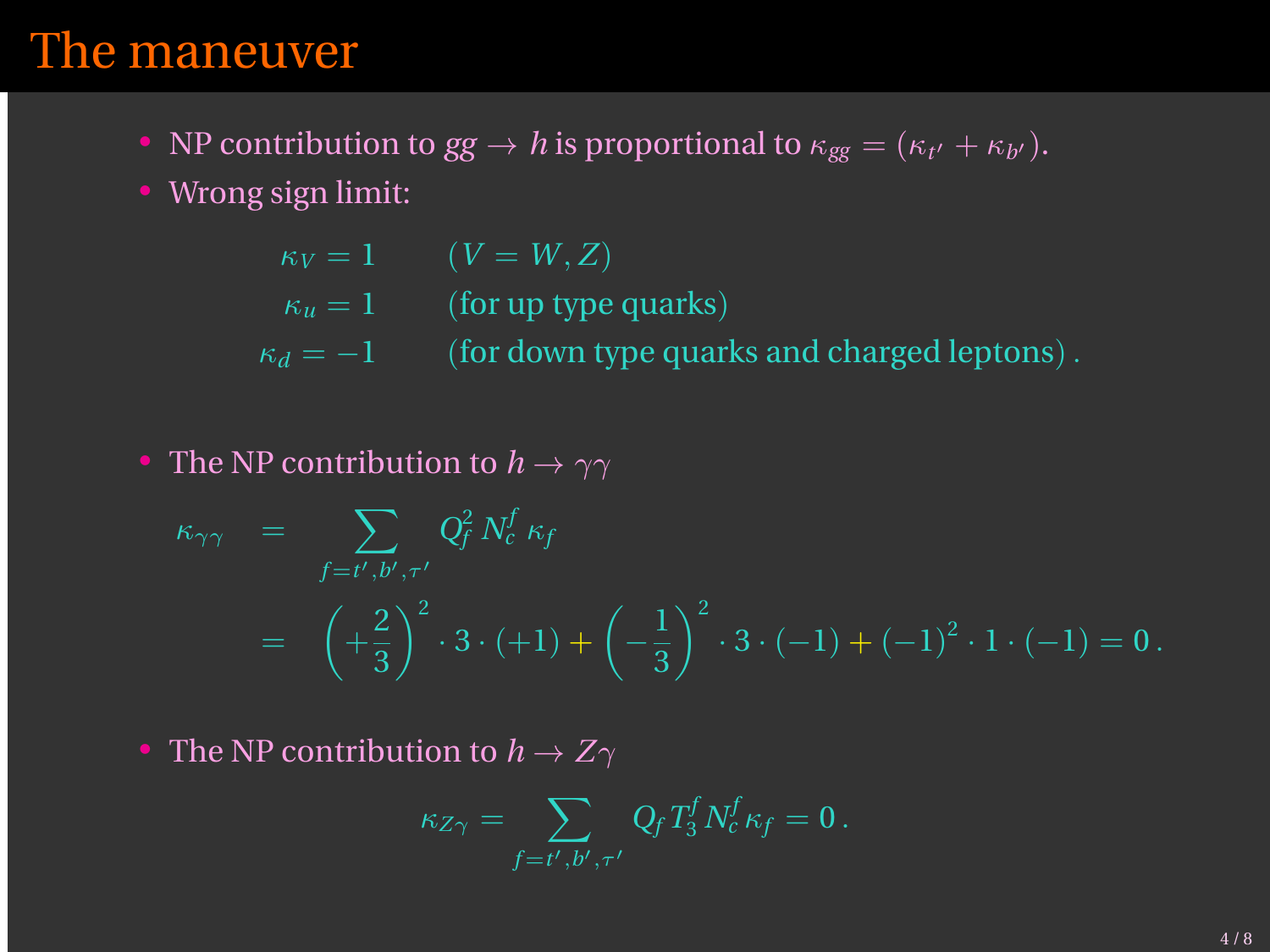# The maneuver

- NP contribution to $gg \to h$ is proportional to $\kappa_{gg} = (\kappa_{t'} + \kappa_{b'})$.
- Wrong sign limit:

$$
\begin{aligned}
\kappa_V &= 1 \qquad (V = W, Z) \\
\kappa_u &= 1 \qquad \text{(for up type quarks)} \\
\kappa_d &= -1 \qquad \text{(for down type quarks and charged leptons)}\,.
\end{aligned}
$$

- The NP contribution to $h \to \gamma\gamma$

$$
\begin{aligned}
\kappa_{\gamma\gamma} &= \sum_{f=t',b',\tau'} Q_f^2 \, N_c^f \, \kappa_f \\
&= \left(+\frac{2}{3}\right)^2 \cdot 3 \cdot (+1) + \left(-\frac{1}{3}\right)^2 \cdot 3 \cdot (-1) + (-1)^2 \cdot 1 \cdot (-1) = 0\,.
\end{aligned}
$$

- The NP contribution to $h \to Z\gamma$

$$
\kappa_{Z\gamma} = \sum_{f=t',b',\tau'} Q_f \, T_3^f \, N_c^f \, \kappa_f = 0\,.
$$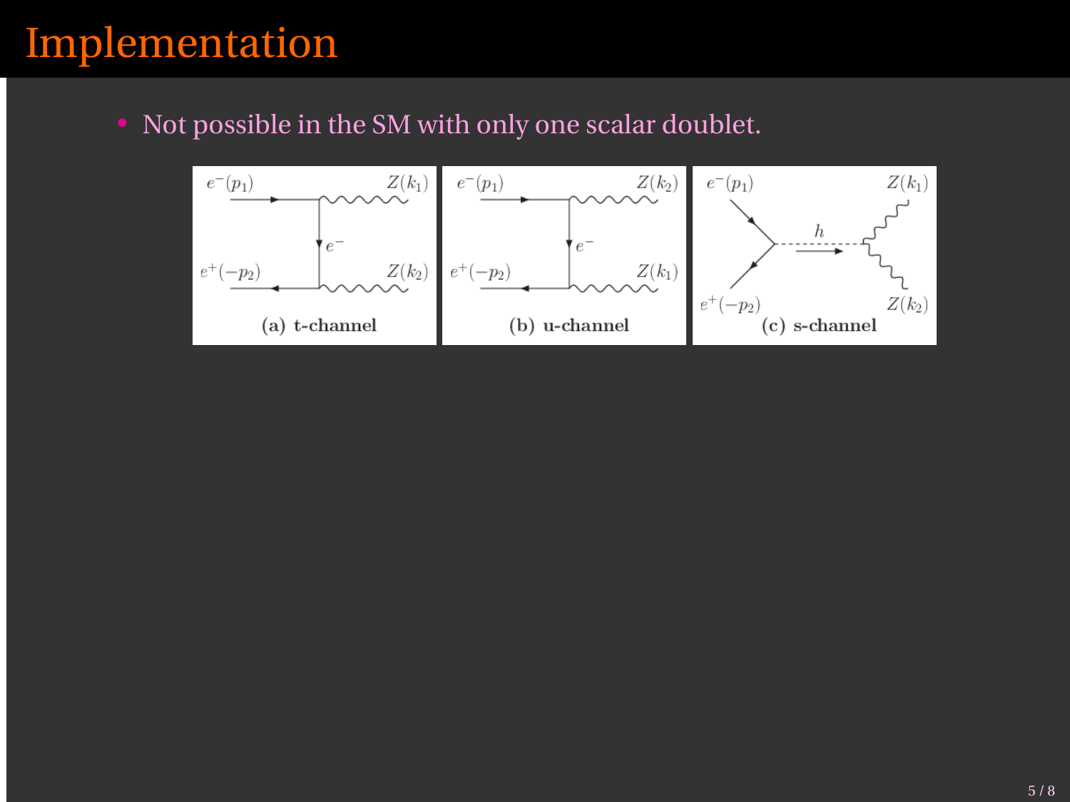# Implementation

- Not possible in the SM with only one scalar doublet.

(a) t-channel

(b) u-channel

(c) s-channel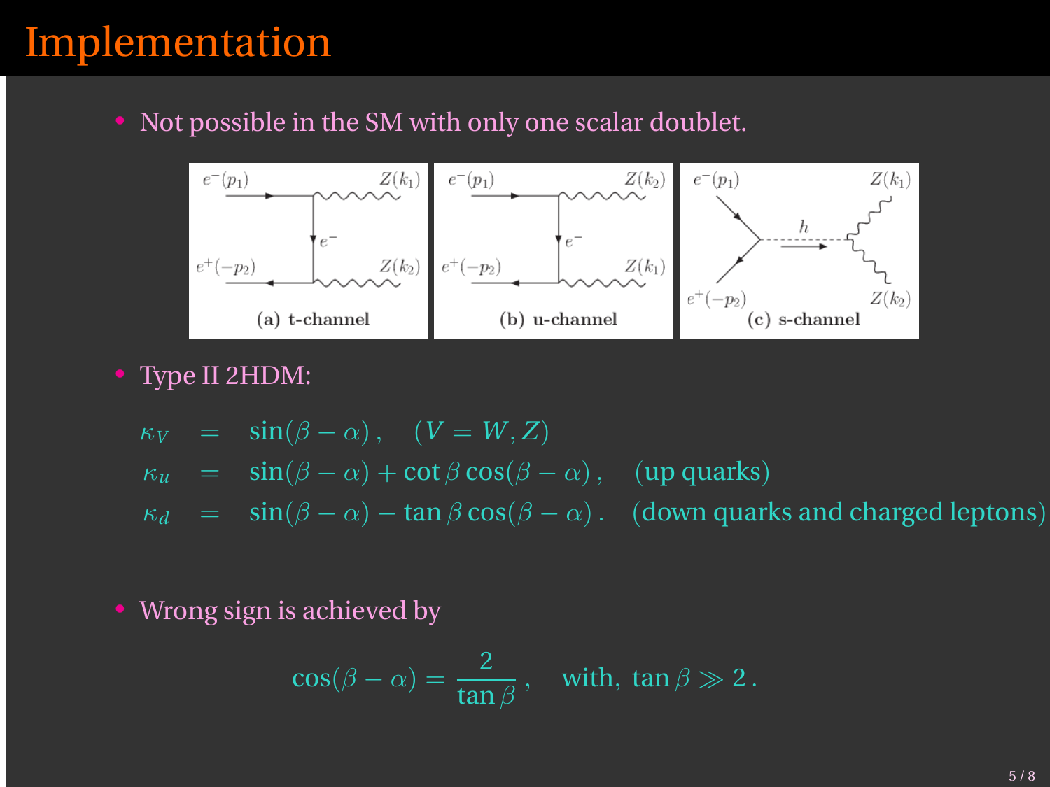# Implementation

- Not possible in the SM with only one scalar doublet.

(a) t-channel (b) u-channel (c) s-channel

- Type II 2HDM:

$$
\begin{aligned}
\kappa_V &= \sin(\beta-\alpha)\,, \quad (V = W, Z) \\
\kappa_u &= \sin(\beta-\alpha) + \cot\beta\cos(\beta-\alpha)\,, \quad \text{(up quarks)} \\
\kappa_d &= \sin(\beta-\alpha) - \tan\beta\cos(\beta-\alpha)\,. \quad \text{(down quarks and charged leptons)}
\end{aligned}
$$

- Wrong sign is achieved by

$$
\cos(\beta-\alpha) = \frac{2}{\tan\beta}\,, \quad \text{with,}\ \tan\beta \gg 2\,.
$$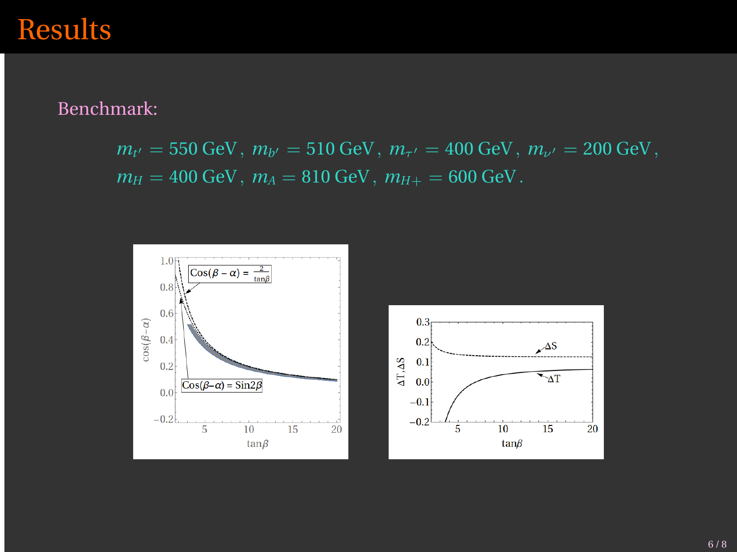# Results

Benchmark:

$$m_{t'} = 550 \text{ GeV}\,,\; m_{b'} = 510 \text{ GeV}\,,\; m_{\tau'} = 400 \text{ GeV}\,,\; m_{\nu'} = 200 \text{ GeV}\,,$$
$$m_H = 400 \text{ GeV}\,,\; m_A = 810 \text{ GeV}\,,\; m_{H+} = 600 \text{ GeV}\,.$$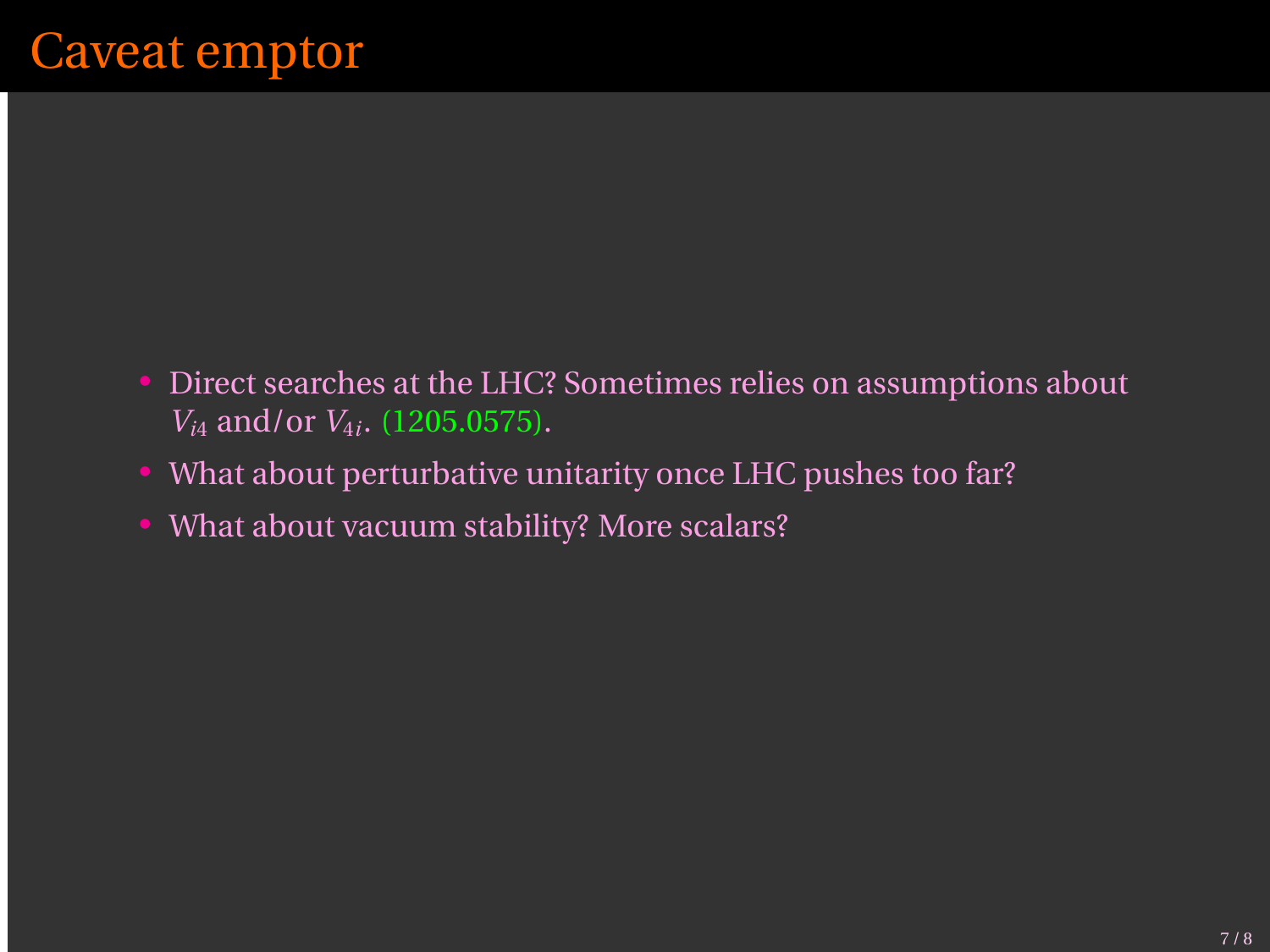# Caveat emptor

- Direct searches at the LHC? Sometimes relies on assumptions about $V_{i4}$ and/or $V_{4i}$. (1205.0575).
- What about perturbative unitarity once LHC pushes too far?
- What about vacuum stability? More scalars?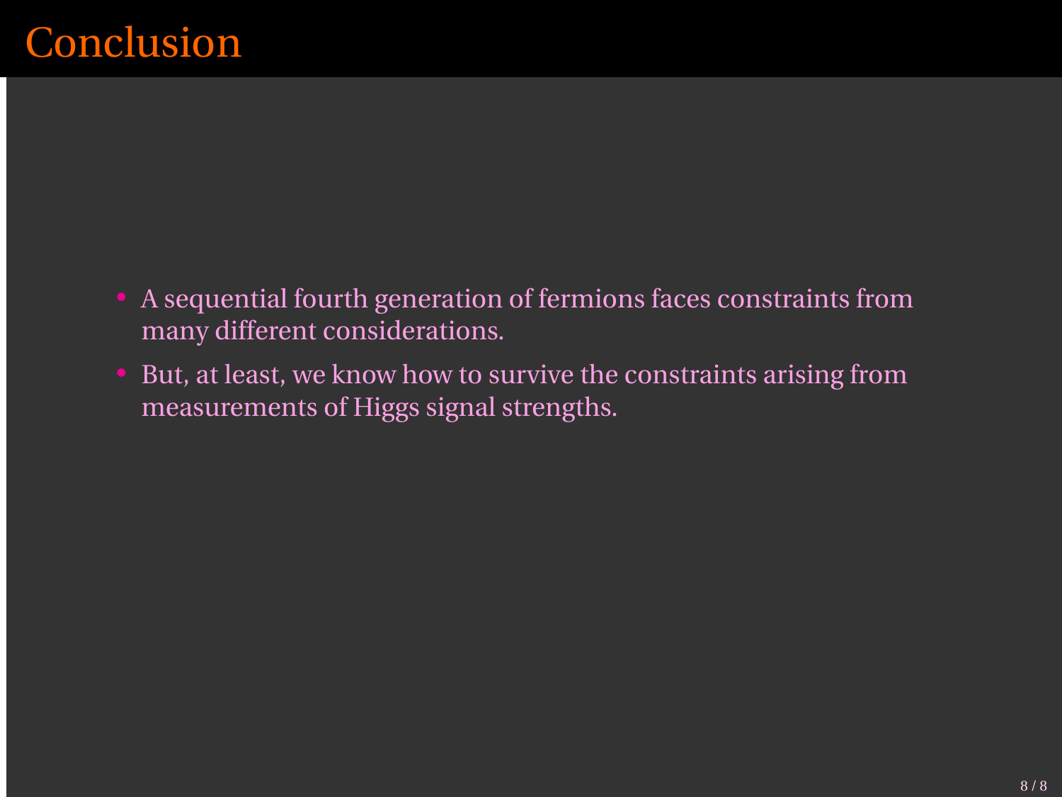# Conclusion

- A sequential fourth generation of fermions faces constraints from many different considerations.
- But, at least, we know how to survive the constraints arising from measurements of Higgs signal strengths.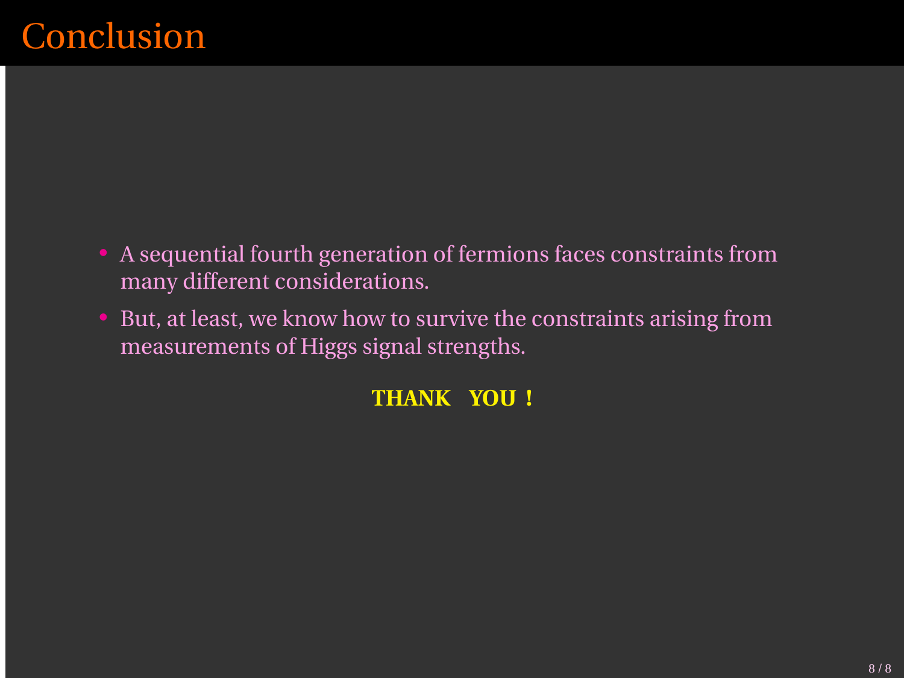# Conclusion

- A sequential fourth generation of fermions faces constraints from many different considerations.
- But, at least, we know how to survive the constraints arising from measurements of Higgs signal strengths.

**THANK YOU !**